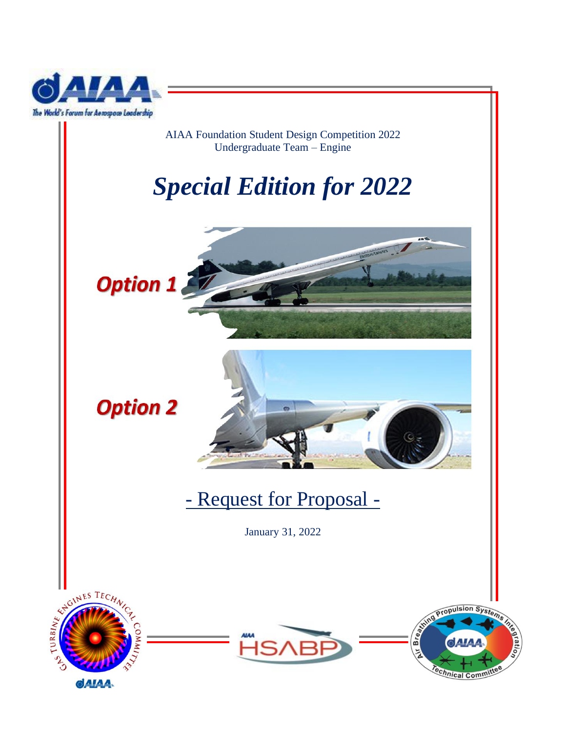AIAA Foundation Student Design Competition 2022
Undergraduate Team – Engine

# *Special Edition for 2022*

***Option 1***

***Option 2***

## - Request for Proposal -

January 31, 2022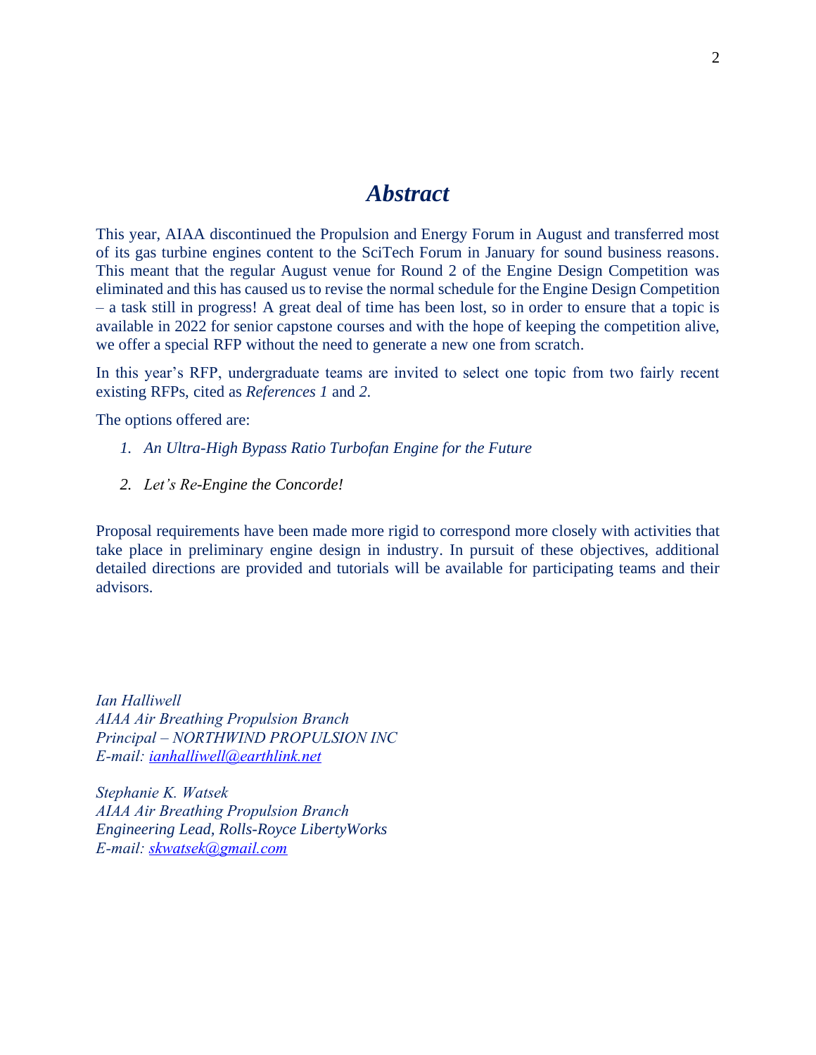# *Abstract*

This year, AIAA discontinued the Propulsion and Energy Forum in August and transferred most of its gas turbine engines content to the SciTech Forum in January for sound business reasons. This meant that the regular August venue for Round 2 of the Engine Design Competition was eliminated and this has caused us to revise the normal schedule for the Engine Design Competition – a task still in progress! A great deal of time has been lost, so in order to ensure that a topic is available in 2022 for senior capstone courses and with the hope of keeping the competition alive, we offer a special RFP without the need to generate a new one from scratch.

In this year's RFP, undergraduate teams are invited to select one topic from two fairly recent existing RFPs, cited as *References 1* and *2.*

The options offered are:

1. *An Ultra-High Bypass Ratio Turbofan Engine for the Future*

2. *Let's Re-Engine the Concorde!*

Proposal requirements have been made more rigid to correspond more closely with activities that take place in preliminary engine design in industry. In pursuit of these objectives, additional detailed directions are provided and tutorials will be available for participating teams and their advisors.

*Ian Halliwell*
*AIAA Air Breathing Propulsion Branch*
*Principal – NORTHWIND PROPULSION INC*
*E-mail: ianhalliwell@earthlink.net*

*Stephanie K. Watsek*
*AIAA Air Breathing Propulsion Branch*
*Engineering Lead, Rolls-Royce LibertyWorks*
*E-mail: skwatsek@gmail.com*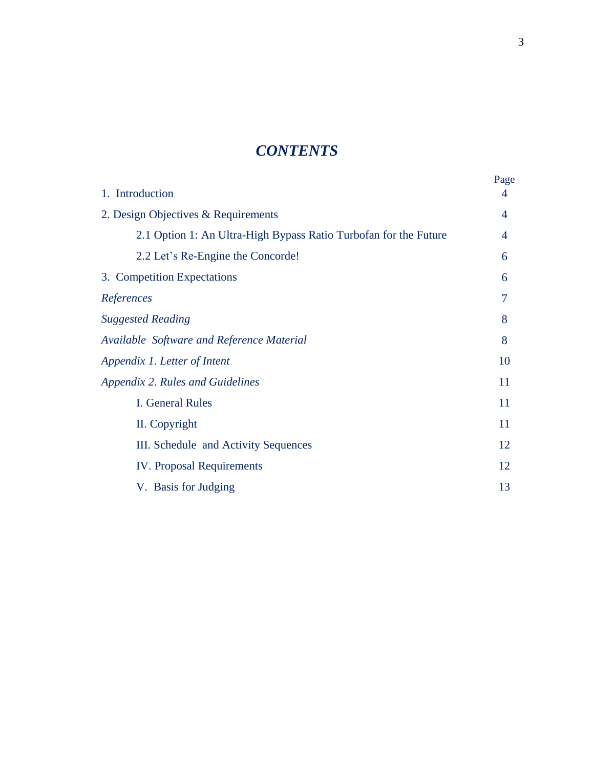# *CONTENTS*

| | Page |
|---|---|
| 1. Introduction | 4 |
| 2. Design Objectives & Requirements | 4 |
| 2.1 Option 1: An Ultra-High Bypass Ratio Turbofan for the Future | 4 |
| 2.2 Let's Re-Engine the Concorde! | 6 |
| 3. Competition Expectations | 6 |
| *References* | 7 |
| *Suggested Reading* | 8 |
| *Available Software and Reference Material* | 8 |
| *Appendix 1. Letter of Intent* | 10 |
| *Appendix 2. Rules and Guidelines* | 11 |
| I. General Rules | 11 |
| II. Copyright | 11 |
| III. Schedule and Activity Sequences | 12 |
| IV. Proposal Requirements | 12 |
| V. Basis for Judging | 13 |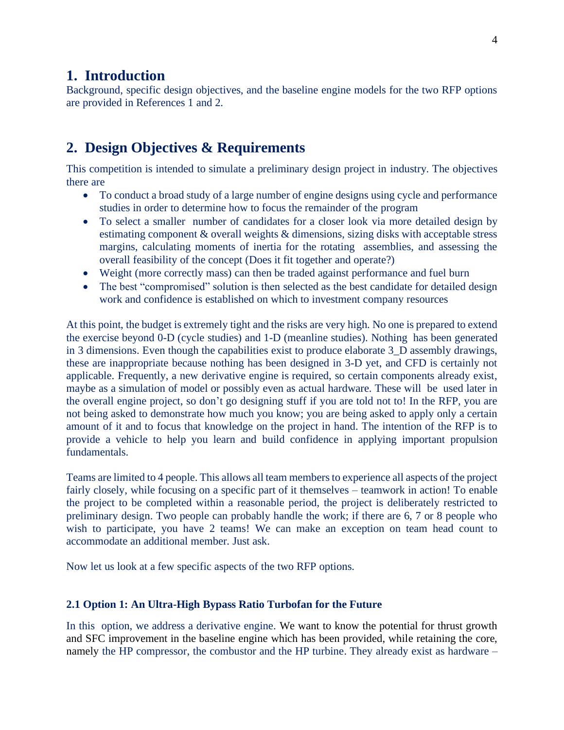# 1. Introduction

Background, specific design objectives, and the baseline engine models for the two RFP options are provided in References 1 and 2.

# 2. Design Objectives & Requirements

This competition is intended to simulate a preliminary design project in industry. The objectives there are

- To conduct a broad study of a large number of engine designs using cycle and performance studies in order to determine how to focus the remainder of the program
- To select a smaller number of candidates for a closer look via more detailed design by estimating component & overall weights & dimensions, sizing disks with acceptable stress margins, calculating moments of inertia for the rotating assemblies, and assessing the overall feasibility of the concept (Does it fit together and operate?)
- Weight (more correctly mass) can then be traded against performance and fuel burn
- The best "compromised" solution is then selected as the best candidate for detailed design work and confidence is established on which to investment company resources

At this point, the budget is extremely tight and the risks are very high. No one is prepared to extend the exercise beyond 0-D (cycle studies) and 1-D (meanline studies). Nothing has been generated in 3 dimensions. Even though the capabilities exist to produce elaborate 3_D assembly drawings, these are inappropriate because nothing has been designed in 3-D yet, and CFD is certainly not applicable. Frequently, a new derivative engine is required, so certain components already exist, maybe as a simulation of model or possibly even as actual hardware. These will be used later in the overall engine project, so don't go designing stuff if you are told not to! In the RFP, you are not being asked to demonstrate how much you know; you are being asked to apply only a certain amount of it and to focus that knowledge on the project in hand. The intention of the RFP is to provide a vehicle to help you learn and build confidence in applying important propulsion fundamentals.

Teams are limited to 4 people. This allows all team members to experience all aspects of the project fairly closely, while focusing on a specific part of it themselves – teamwork in action! To enable the project to be completed within a reasonable period, the project is deliberately restricted to preliminary design. Two people can probably handle the work; if there are 6, 7 or 8 people who wish to participate, you have 2 teams! We can make an exception on team head count to accommodate an additional member. Just ask.

Now let us look at a few specific aspects of the two RFP options.

### 2.1 Option 1: An Ultra-High Bypass Ratio Turbofan for the Future

In this option, we address a derivative engine. We want to know the potential for thrust growth and SFC improvement in the baseline engine which has been provided, while retaining the core, namely the HP compressor, the combustor and the HP turbine. They already exist as hardware –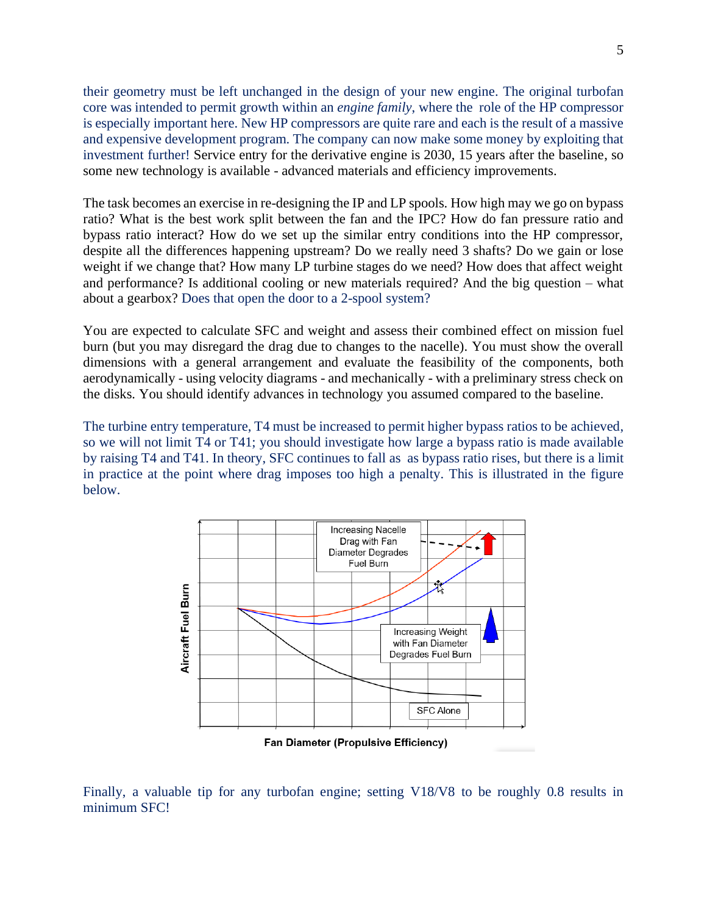their geometry must be left unchanged in the design of your new engine. The original turbofan core was intended to permit growth within an *engine family*, where the role of the HP compressor is especially important here. New HP compressors are quite rare and each is the result of a massive and expensive development program. The company can now make some money by exploiting that investment further! Service entry for the derivative engine is 2030, 15 years after the baseline, so some new technology is available - advanced materials and efficiency improvements.

The task becomes an exercise in re-designing the IP and LP spools. How high may we go on bypass ratio? What is the best work split between the fan and the IPC? How do fan pressure ratio and bypass ratio interact? How do we set up the similar entry conditions into the HP compressor, despite all the differences happening upstream? Do we really need 3 shafts? Do we gain or lose weight if we change that? How many LP turbine stages do we need? How does that affect weight and performance? Is additional cooling or new materials required? And the big question – what about a gearbox? Does that open the door to a 2-spool system?

You are expected to calculate SFC and weight and assess their combined effect on mission fuel burn (but you may disregard the drag due to changes to the nacelle). You must show the overall dimensions with a general arrangement and evaluate the feasibility of the components, both aerodynamically - using velocity diagrams - and mechanically - with a preliminary stress check on the disks. You should identify advances in technology you assumed compared to the baseline.

The turbine entry temperature, T4 must be increased to permit higher bypass ratios to be achieved, so we will not limit T4 or T41; you should investigate how large a bypass ratio is made available by raising T4 and T41. In theory, SFC continues to fall as as bypass ratio rises, but there is a limit in practice at the point where drag imposes too high a penalty. This is illustrated in the figure below.

Finally, a valuable tip for any turbofan engine; setting V18/V8 to be roughly 0.8 results in minimum SFC!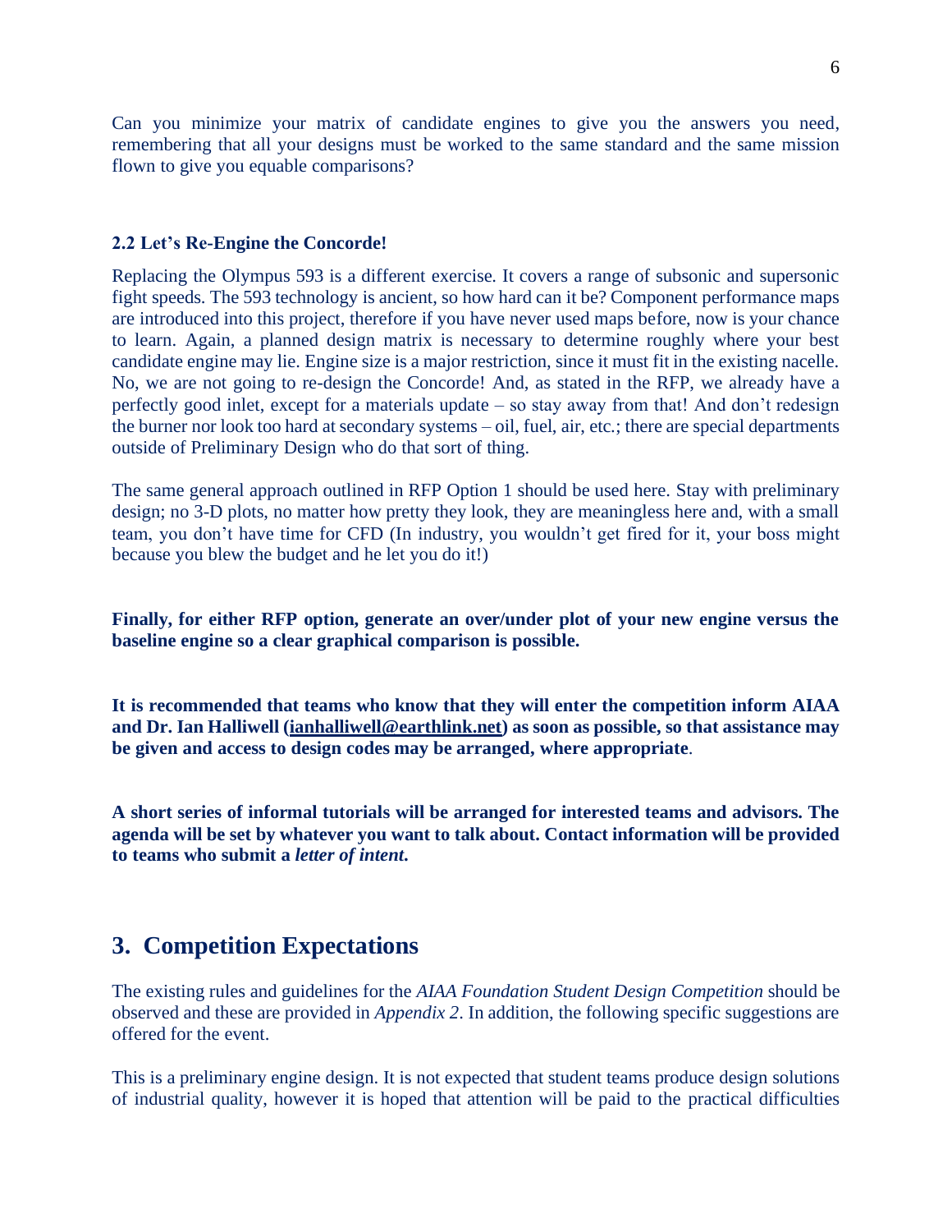Can you minimize your matrix of candidate engines to give you the answers you need, remembering that all your designs must be worked to the same standard and the same mission flown to give you equable comparisons?

### 2.2 Let's Re-Engine the Concorde!

Replacing the Olympus 593 is a different exercise. It covers a range of subsonic and supersonic fight speeds. The 593 technology is ancient, so how hard can it be? Component performance maps are introduced into this project, therefore if you have never used maps before, now is your chance to learn. Again, a planned design matrix is necessary to determine roughly where your best candidate engine may lie. Engine size is a major restriction, since it must fit in the existing nacelle. No, we are not going to re-design the Concorde! And, as stated in the RFP, we already have a perfectly good inlet, except for a materials update – so stay away from that! And don't redesign the burner nor look too hard at secondary systems – oil, fuel, air, etc.; there are special departments outside of Preliminary Design who do that sort of thing.

The same general approach outlined in RFP Option 1 should be used here. Stay with preliminary design; no 3-D plots, no matter how pretty they look, they are meaningless here and, with a small team, you don't have time for CFD (In industry, you wouldn't get fired for it, your boss might because you blew the budget and he let you do it!)

**Finally, for either RFP option, generate an over/under plot of your new engine versus the baseline engine so a clear graphical comparison is possible.**

**It is recommended that teams who know that they will enter the competition inform AIAA and Dr. Ian Halliwell ([ianhalliwell@earthlink.net](mailto:ianhalliwell@earthlink.net)) as soon as possible, so that assistance may be given and access to design codes may be arranged, where appropriate.**

**A short series of informal tutorials will be arranged for interested teams and advisors. The agenda will be set by whatever you want to talk about. Contact information will be provided to teams who submit a *letter of intent*.**

## 3. Competition Expectations

The existing rules and guidelines for the *AIAA Foundation Student Design Competition* should be observed and these are provided in *Appendix 2*. In addition, the following specific suggestions are offered for the event.

This is a preliminary engine design. It is not expected that student teams produce design solutions of industrial quality, however it is hoped that attention will be paid to the practical difficulties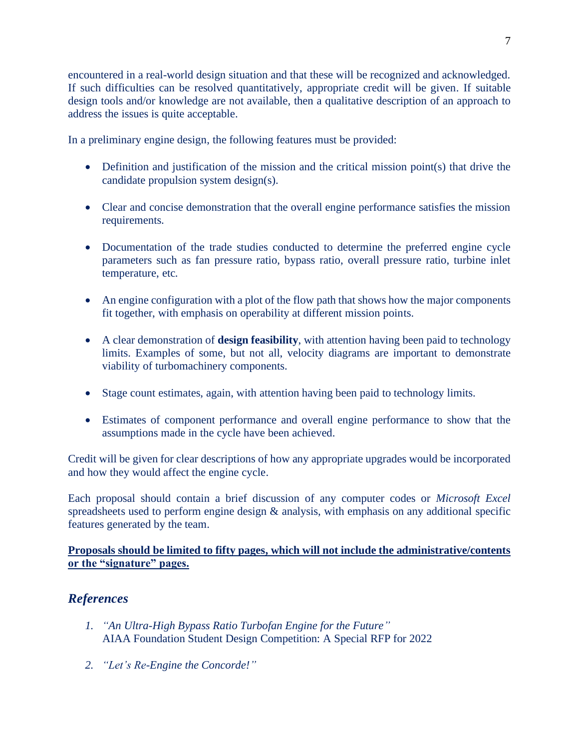encountered in a real-world design situation and that these will be recognized and acknowledged. If such difficulties can be resolved quantitatively, appropriate credit will be given. If suitable design tools and/or knowledge are not available, then a qualitative description of an approach to address the issues is quite acceptable.

In a preliminary engine design, the following features must be provided:

- Definition and justification of the mission and the critical mission point(s) that drive the candidate propulsion system design(s).

- Clear and concise demonstration that the overall engine performance satisfies the mission requirements.

- Documentation of the trade studies conducted to determine the preferred engine cycle parameters such as fan pressure ratio, bypass ratio, overall pressure ratio, turbine inlet temperature, etc.

- An engine configuration with a plot of the flow path that shows how the major components fit together, with emphasis on operability at different mission points.

- A clear demonstration of **design feasibility**, with attention having been paid to technology limits. Examples of some, but not all, velocity diagrams are important to demonstrate viability of turbomachinery components.

- Stage count estimates, again, with attention having been paid to technology limits.

- Estimates of component performance and overall engine performance to show that the assumptions made in the cycle have been achieved.

Credit will be given for clear descriptions of how any appropriate upgrades would be incorporated and how they would affect the engine cycle.

Each proposal should contain a brief discussion of any computer codes or *Microsoft Excel* spreadsheets used to perform engine design & analysis, with emphasis on any additional specific features generated by the team.

**Proposals should be limited to fifty pages, which will not include the administrative/contents or the "signature" pages.**

## *References*

1. *"An Ultra-High Bypass Ratio Turbofan Engine for the Future"*
   AIAA Foundation Student Design Competition: A Special RFP for 2022

2. *"Let's Re-Engine the Concorde!"*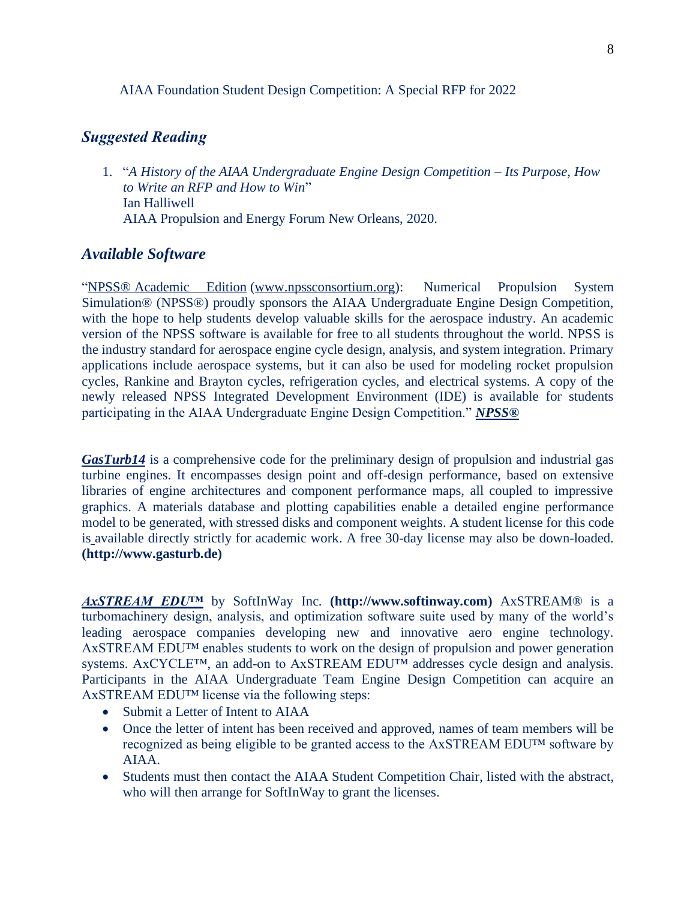AIAA Foundation Student Design Competition: A Special RFP for 2022

## *Suggested Reading*

1. "*A History of the AIAA Undergraduate Engine Design Competition – Its Purpose, How to Write an RFP and How to Win*"
   Ian Halliwell
   AIAA Propulsion and Energy Forum New Orleans, 2020.

## *Available Software*

"NPSS® Academic Edition (www.npssconsortium.org): Numerical Propulsion System Simulation® (NPSS®) proudly sponsors the AIAA Undergraduate Engine Design Competition, with the hope to help students develop valuable skills for the aerospace industry. An academic version of the NPSS software is available for free to all students throughout the world. NPSS is the industry standard for aerospace engine cycle design, analysis, and system integration. Primary applications include aerospace systems, but it can also be used for modeling rocket propulsion cycles, Rankine and Brayton cycles, refrigeration cycles, and electrical systems. A copy of the newly released NPSS Integrated Development Environment (IDE) is available for students participating in the AIAA Undergraduate Engine Design Competition." ***NPSS®***

***GasTurb14*** is a comprehensive code for the preliminary design of propulsion and industrial gas turbine engines. It encompasses design point and off-design performance, based on extensive libraries of engine architectures and component performance maps, all coupled to impressive graphics. A materials database and plotting capabilities enable a detailed engine performance model to be generated, with stressed disks and component weights. A student license for this code is available directly strictly for academic work. A free 30-day license may also be down-loaded. **(http://www.gasturb.de)**

***AxSTREAM EDU™*** by SoftInWay Inc. **(http://www.softinway.com)** AxSTREAM® is a turbomachinery design, analysis, and optimization software suite used by many of the world's leading aerospace companies developing new and innovative aero engine technology. AxSTREAM EDU™ enables students to work on the design of propulsion and power generation systems. AxCYCLE™, an add-on to AxSTREAM EDU™ addresses cycle design and analysis. Participants in the AIAA Undergraduate Team Engine Design Competition can acquire an AxSTREAM EDU™ license via the following steps:

- Submit a Letter of Intent to AIAA
- Once the letter of intent has been received and approved, names of team members will be recognized as being eligible to be granted access to the AxSTREAM EDU™ software by AIAA.
- Students must then contact the AIAA Student Competition Chair, listed with the abstract, who will then arrange for SoftInWay to grant the licenses.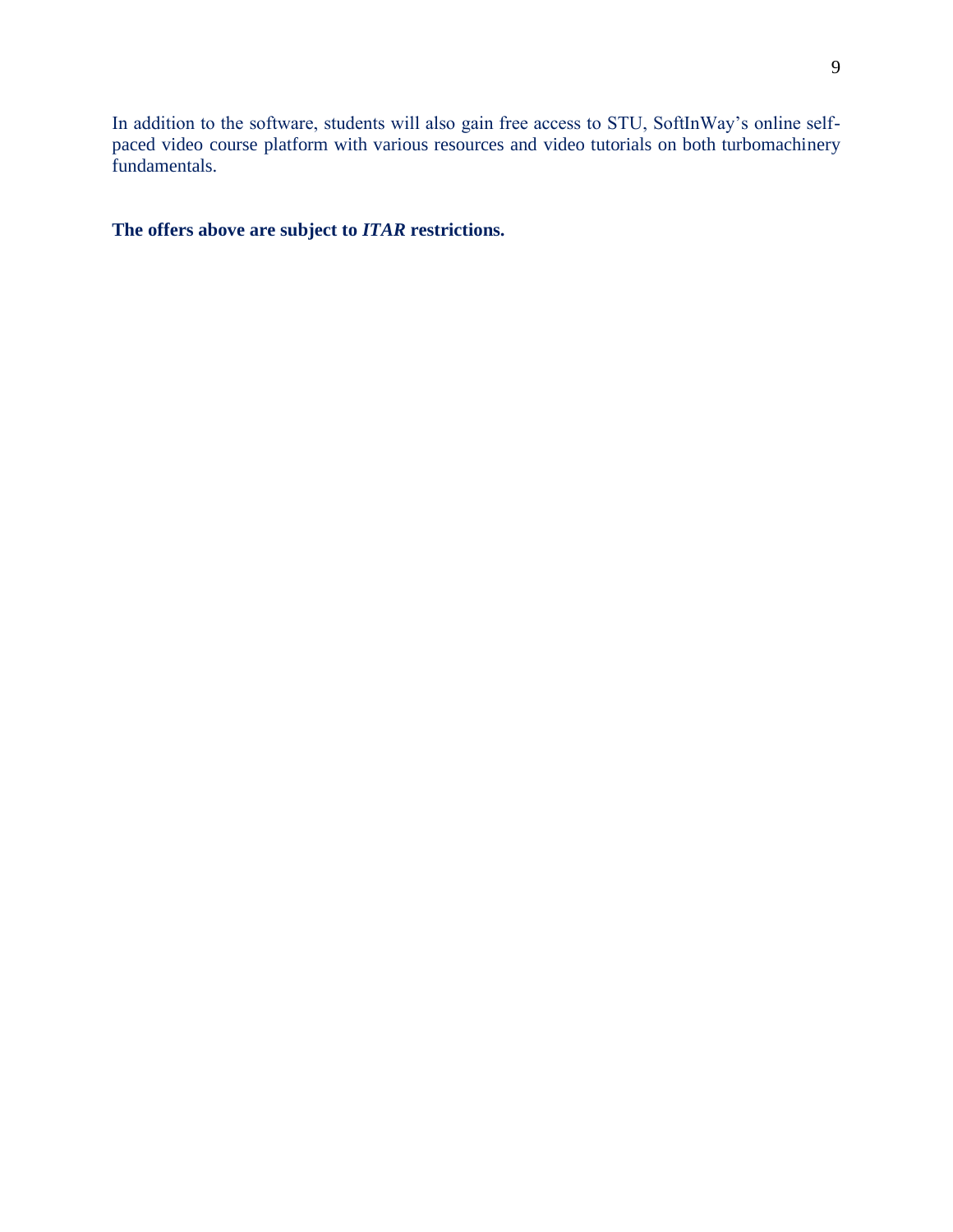In addition to the software, students will also gain free access to STU, SoftInWay's online self-paced video course platform with various resources and video tutorials on both turbomachinery fundamentals.

**The offers above are subject to *ITAR* restrictions.**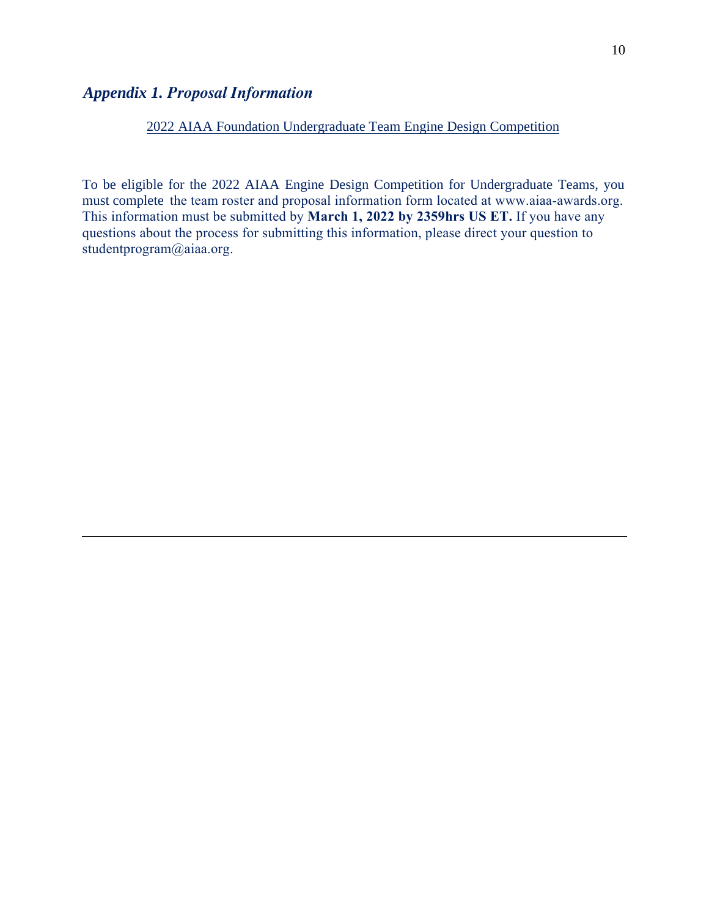## *Appendix 1. Proposal Information*

2022 AIAA Foundation Undergraduate Team Engine Design Competition

To be eligible for the 2022 AIAA Engine Design Competition for Undergraduate Teams, you must complete the team roster and proposal information form located at www.aiaa-awards.org. This information must be submitted by **March 1, 2022 by 2359hrs US ET.** If you have any questions about the process for submitting this information, please direct your question to studentprogram@aiaa.org.

---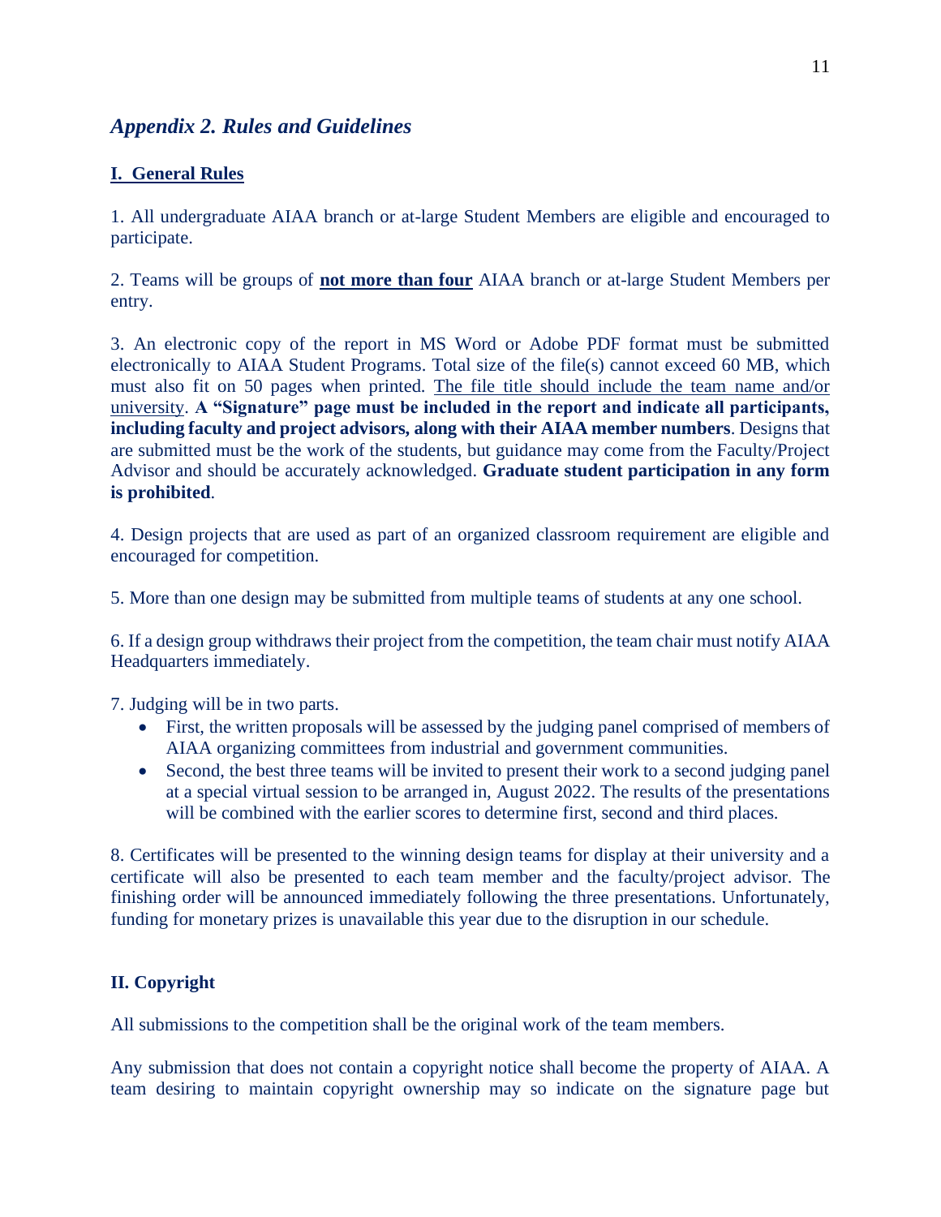## *Appendix 2. Rules and Guidelines*

### I. General Rules

1. All undergraduate AIAA branch or at-large Student Members are eligible and encouraged to participate.

2. Teams will be groups of **not more than four** AIAA branch or at-large Student Members per entry.

3. An electronic copy of the report in MS Word or Adobe PDF format must be submitted electronically to AIAA Student Programs. Total size of the file(s) cannot exceed 60 MB, which must also fit on 50 pages when printed. The file title should include the team name and/or university. **A "Signature" page must be included in the report and indicate all participants, including faculty and project advisors, along with their AIAA member numbers**. Designs that are submitted must be the work of the students, but guidance may come from the Faculty/Project Advisor and should be accurately acknowledged. **Graduate student participation in any form is prohibited**.

4. Design projects that are used as part of an organized classroom requirement are eligible and encouraged for competition.

5. More than one design may be submitted from multiple teams of students at any one school.

6. If a design group withdraws their project from the competition, the team chair must notify AIAA Headquarters immediately.

7. Judging will be in two parts.
   - First, the written proposals will be assessed by the judging panel comprised of members of AIAA organizing committees from industrial and government communities.
   - Second, the best three teams will be invited to present their work to a second judging panel at a special virtual session to be arranged in, August 2022. The results of the presentations will be combined with the earlier scores to determine first, second and third places.

8. Certificates will be presented to the winning design teams for display at their university and a certificate will also be presented to each team member and the faculty/project advisor. The finishing order will be announced immediately following the three presentations. Unfortunately, funding for monetary prizes is unavailable this year due to the disruption in our schedule.

### II. Copyright

All submissions to the competition shall be the original work of the team members.

Any submission that does not contain a copyright notice shall become the property of AIAA. A team desiring to maintain copyright ownership may so indicate on the signature page but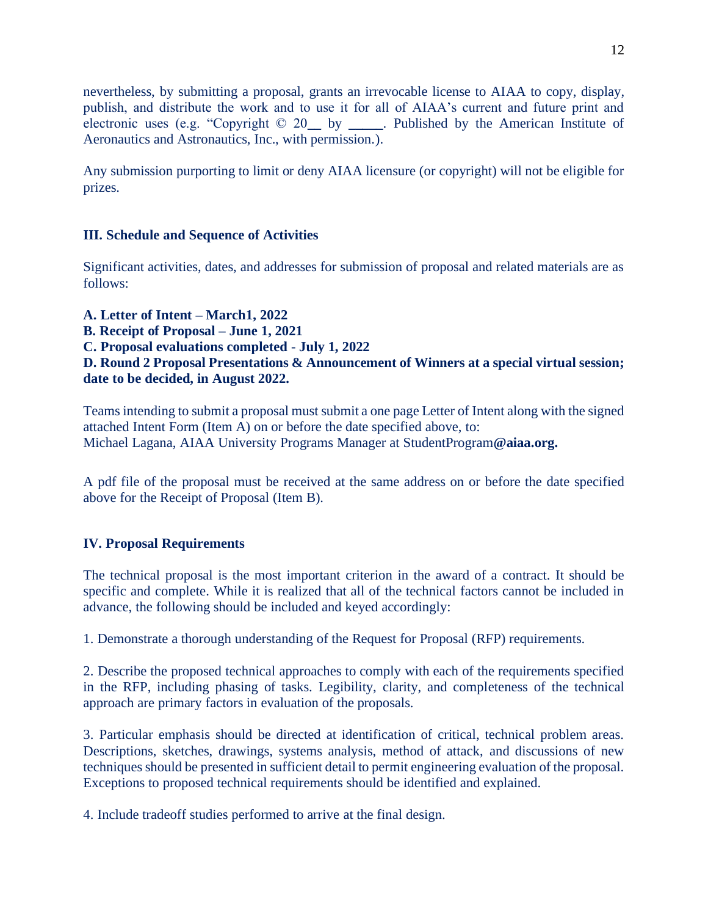nevertheless, by submitting a proposal, grants an irrevocable license to AIAA to copy, display, publish, and distribute the work and to use it for all of AIAA's current and future print and electronic uses (e.g. "Copyright © 20__ by _____. Published by the American Institute of Aeronautics and Astronautics, Inc., with permission.).

Any submission purporting to limit or deny AIAA licensure (or copyright) will not be eligible for prizes.

### III. Schedule and Sequence of Activities

Significant activities, dates, and addresses for submission of proposal and related materials are as follows:

**A. Letter of Intent – March1, 2022**
**B. Receipt of Proposal – June 1, 2021**
**C. Proposal evaluations completed - July 1, 2022**
**D. Round 2 Proposal Presentations & Announcement of Winners at a special virtual session; date to be decided, in August 2022.**

Teams intending to submit a proposal must submit a one page Letter of Intent along with the signed attached Intent Form (Item A) on or before the date specified above, to:
Michael Lagana, AIAA University Programs Manager at StudentProgram**@aiaa.org.**

A pdf file of the proposal must be received at the same address on or before the date specified above for the Receipt of Proposal (Item B).

### IV. Proposal Requirements

The technical proposal is the most important criterion in the award of a contract. It should be specific and complete. While it is realized that all of the technical factors cannot be included in advance, the following should be included and keyed accordingly:

1. Demonstrate a thorough understanding of the Request for Proposal (RFP) requirements.

2. Describe the proposed technical approaches to comply with each of the requirements specified in the RFP, including phasing of tasks. Legibility, clarity, and completeness of the technical approach are primary factors in evaluation of the proposals.

3. Particular emphasis should be directed at identification of critical, technical problem areas. Descriptions, sketches, drawings, systems analysis, method of attack, and discussions of new techniques should be presented in sufficient detail to permit engineering evaluation of the proposal. Exceptions to proposed technical requirements should be identified and explained.

4. Include tradeoff studies performed to arrive at the final design.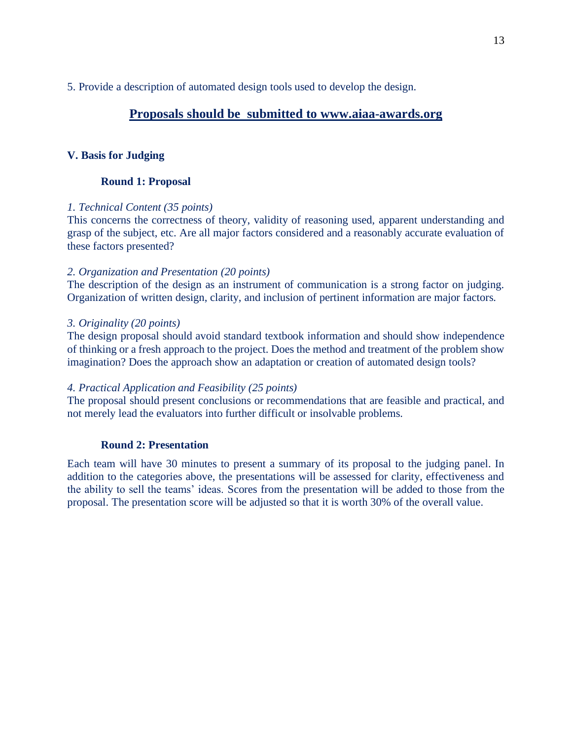5. Provide a description of automated design tools used to develop the design.

## **Proposals should be submitted to www.aiaa-awards.org**

### V. Basis for Judging

#### Round 1: Proposal

*1. Technical Content (35 points)*
This concerns the correctness of theory, validity of reasoning used, apparent understanding and grasp of the subject, etc. Are all major factors considered and a reasonably accurate evaluation of these factors presented?

*2. Organization and Presentation (20 points)*
The description of the design as an instrument of communication is a strong factor on judging. Organization of written design, clarity, and inclusion of pertinent information are major factors.

*3. Originality (20 points)*
The design proposal should avoid standard textbook information and should show independence of thinking or a fresh approach to the project. Does the method and treatment of the problem show imagination? Does the approach show an adaptation or creation of automated design tools?

*4. Practical Application and Feasibility (25 points)*
The proposal should present conclusions or recommendations that are feasible and practical, and not merely lead the evaluators into further difficult or insolvable problems.

#### Round 2: Presentation

Each team will have 30 minutes to present a summary of its proposal to the judging panel. In addition to the categories above, the presentations will be assessed for clarity, effectiveness and the ability to sell the teams' ideas. Scores from the presentation will be added to those from the proposal. The presentation score will be adjusted so that it is worth 30% of the overall value.